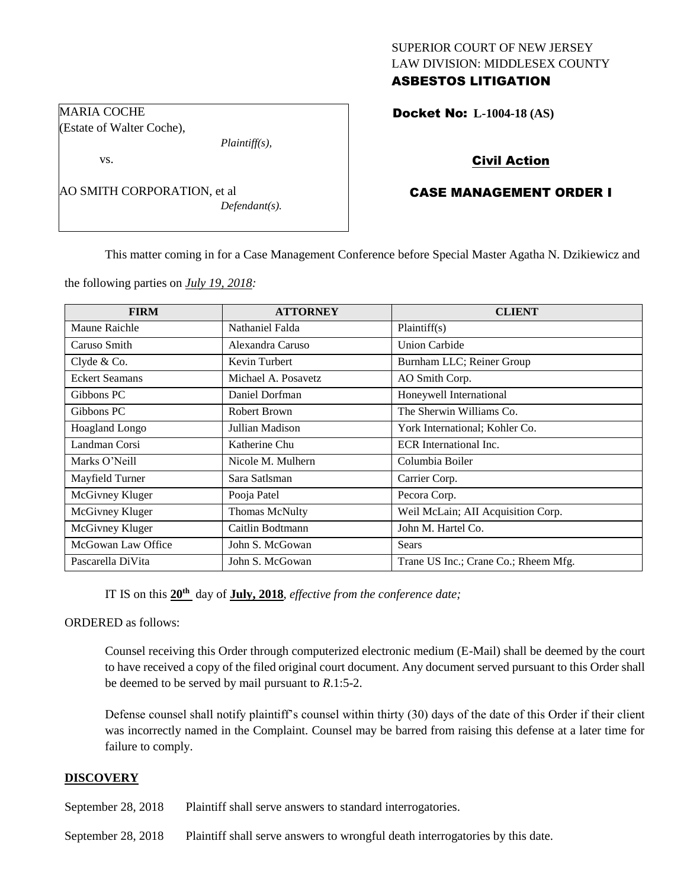SUPERIOR COURT OF NEW JERSEY
LAW DIVISION: MIDDLESEX COUNTY
**ASBESTOS LITIGATION**

MARIA COCHE
(Estate of Walter Coche),
*Plaintiff(s),*

vs.

AO SMITH CORPORATION, et al
*Defendant(s).*

**Docket No: L-1004-18 (AS)**

**Civil Action**

**CASE MANAGEMENT ORDER I**

This matter coming in for a Case Management Conference before Special Master Agatha N. Dzikiewicz and the following parties on ***July 19, 2018:***

| FIRM | ATTORNEY | CLIENT |
|---|---|---|
| Maune Raichle | Nathaniel Falda | Plaintiff(s) |
| Caruso Smith | Alexandra Caruso | Union Carbide |
| Clyde & Co. | Kevin Turbert | Burnham LLC; Reiner Group |
| Eckert Seamans | Michael A. Posavetz | AO Smith Corp. |
| Gibbons PC | Daniel Dorfman | Honeywell International |
| Gibbons PC | Robert Brown | The Sherwin Williams Co. |
| Hoagland Longo | Jullian Madison | York International; Kohler Co. |
| Landman Corsi | Katherine Chu | ECR International Inc. |
| Marks O'Neill | Nicole M. Mulhern | Columbia Boiler |
| Mayfield Turner | Sara Satlsman | Carrier Corp. |
| McGivney Kluger | Pooja Patel | Pecora Corp. |
| McGivney Kluger | Thomas McNulty | Weil McLain; AII Acquisition Corp. |
| McGivney Kluger | Caitlin Bodtmann | John M. Hartel Co. |
| McGowan Law Office | John S. McGowan | Sears |
| Pascarella DiVita | John S. McGowan | Trane US Inc.; Crane Co.; Rheem Mfg. |

IT IS on this **20th** day of **July, 2018**, *effective from the conference date;*

ORDERED as follows:

Counsel receiving this Order through computerized electronic medium (E-Mail) shall be deemed by the court to have received a copy of the filed original court document. Any document served pursuant to this Order shall be deemed to be served by mail pursuant to *R*.1:5-2.

Defense counsel shall notify plaintiff's counsel within thirty (30) days of the date of this Order if their client was incorrectly named in the Complaint. Counsel may be barred from raising this defense at a later time for failure to comply.

**DISCOVERY**

September 28, 2018 Plaintiff shall serve answers to standard interrogatories.

September 28, 2018 Plaintiff shall serve answers to wrongful death interrogatories by this date.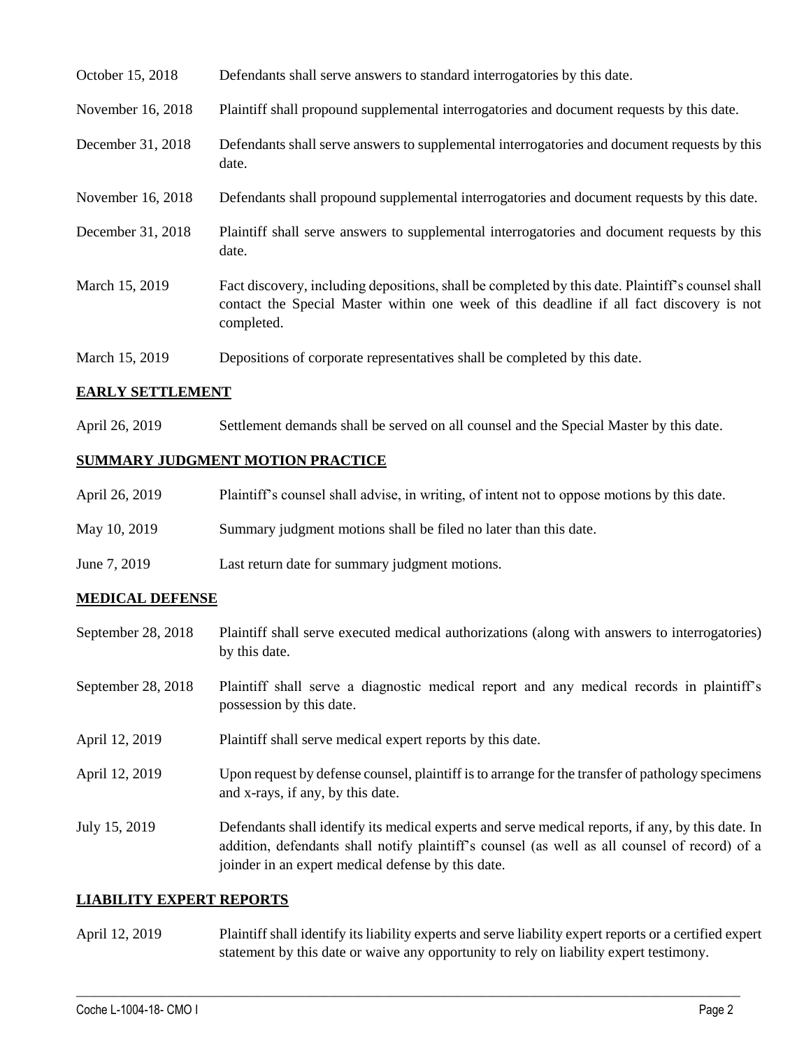| | |
|---|---|
| October 15, 2018 | Defendants shall serve answers to standard interrogatories by this date. |
| November 16, 2018 | Plaintiff shall propound supplemental interrogatories and document requests by this date. |
| December 31, 2018 | Defendants shall serve answers to supplemental interrogatories and document requests by this date. |
| November 16, 2018 | Defendants shall propound supplemental interrogatories and document requests by this date. |
| December 31, 2018 | Plaintiff shall serve answers to supplemental interrogatories and document requests by this date. |
| March 15, 2019 | Fact discovery, including depositions, shall be completed by this date. Plaintiff's counsel shall contact the Special Master within one week of this deadline if all fact discovery is not completed. |
| March 15, 2019 | Depositions of corporate representatives shall be completed by this date. |

## EARLY SETTLEMENT

| | |
|---|---|
| April 26, 2019 | Settlement demands shall be served on all counsel and the Special Master by this date. |

## SUMMARY JUDGMENT MOTION PRACTICE

| | |
|---|---|
| April 26, 2019 | Plaintiff's counsel shall advise, in writing, of intent not to oppose motions by this date. |
| May 10, 2019 | Summary judgment motions shall be filed no later than this date. |
| June 7, 2019 | Last return date for summary judgment motions. |

## MEDICAL DEFENSE

| | |
|---|---|
| September 28, 2018 | Plaintiff shall serve executed medical authorizations (along with answers to interrogatories) by this date. |
| September 28, 2018 | Plaintiff shall serve a diagnostic medical report and any medical records in plaintiff's possession by this date. |
| April 12, 2019 | Plaintiff shall serve medical expert reports by this date. |
| April 12, 2019 | Upon request by defense counsel, plaintiff is to arrange for the transfer of pathology specimens and x-rays, if any, by this date. |
| July 15, 2019 | Defendants shall identify its medical experts and serve medical reports, if any, by this date. In addition, defendants shall notify plaintiff's counsel (as well as all counsel of record) of a joinder in an expert medical defense by this date. |

## LIABILITY EXPERT REPORTS

| | |
|---|---|
| April 12, 2019 | Plaintiff shall identify its liability experts and serve liability expert reports or a certified expert statement by this date or waive any opportunity to rely on liability expert testimony. |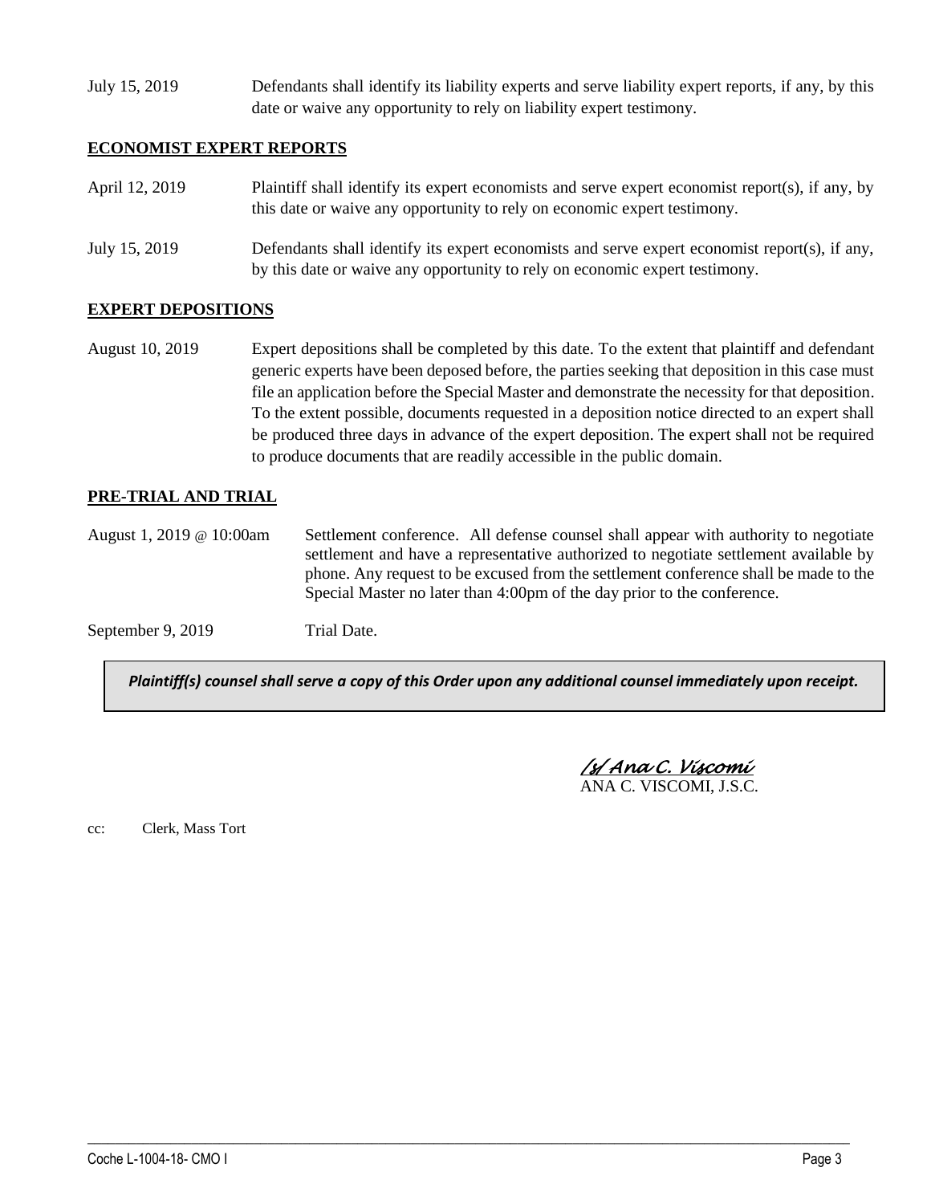July 15, 2019 Defendants shall identify its liability experts and serve liability expert reports, if any, by this date or waive any opportunity to rely on liability expert testimony.

## ECONOMIST EXPERT REPORTS

April 12, 2019 Plaintiff shall identify its expert economists and serve expert economist report(s), if any, by this date or waive any opportunity to rely on economic expert testimony.

July 15, 2019 Defendants shall identify its expert economists and serve expert economist report(s), if any, by this date or waive any opportunity to rely on economic expert testimony.

## EXPERT DEPOSITIONS

August 10, 2019 Expert depositions shall be completed by this date. To the extent that plaintiff and defendant generic experts have been deposed before, the parties seeking that deposition in this case must file an application before the Special Master and demonstrate the necessity for that deposition. To the extent possible, documents requested in a deposition notice directed to an expert shall be produced three days in advance of the expert deposition. The expert shall not be required to produce documents that are readily accessible in the public domain.

## PRE-TRIAL AND TRIAL

August 1, 2019 @ 10:00am Settlement conference. All defense counsel shall appear with authority to negotiate settlement and have a representative authorized to negotiate settlement available by phone. Any request to be excused from the settlement conference shall be made to the Special Master no later than 4:00pm of the day prior to the conference.

September 9, 2019 Trial Date.

***Plaintiff(s) counsel shall serve a copy of this Order upon any additional counsel immediately upon receipt.***

*/s/ Ana C. Viscomi*
ANA C. VISCOMI, J.S.C.

cc: Clerk, Mass Tort